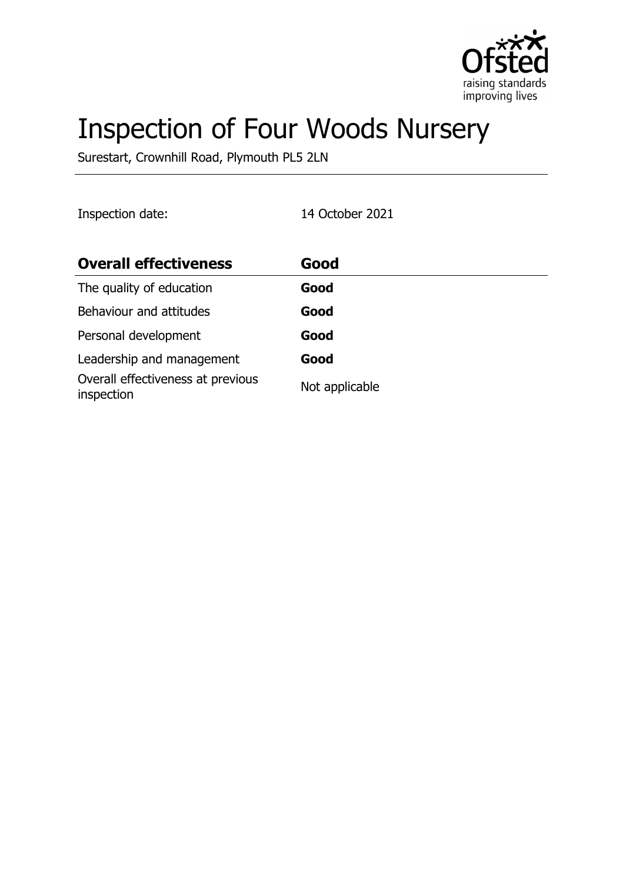# Inspection of Four Woods Nursery

Surestart, Crownhill Road, Plymouth PL5 2LN

Inspection date: 14 October 2021

| **Overall effectiveness** | **Good** |
|---|---|
| The quality of education | **Good** |
| Behaviour and attitudes | **Good** |
| Personal development | **Good** |
| Leadership and management | **Good** |
| Overall effectiveness at previous inspection | Not applicable |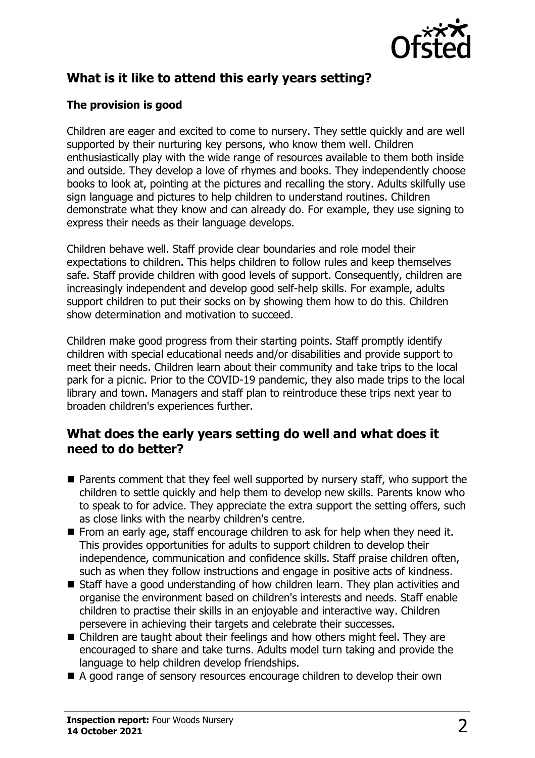## What is it like to attend this early years setting?

### The provision is good

Children are eager and excited to come to nursery. They settle quickly and are well supported by their nurturing key persons, who know them well. Children enthusiastically play with the wide range of resources available to them both inside and outside. They develop a love of rhymes and books. They independently choose books to look at, pointing at the pictures and recalling the story. Adults skilfully use sign language and pictures to help children to understand routines. Children demonstrate what they know and can already do. For example, they use signing to express their needs as their language develops.

Children behave well. Staff provide clear boundaries and role model their expectations to children. This helps children to follow rules and keep themselves safe. Staff provide children with good levels of support. Consequently, children are increasingly independent and develop good self-help skills. For example, adults support children to put their socks on by showing them how to do this. Children show determination and motivation to succeed.

Children make good progress from their starting points. Staff promptly identify children with special educational needs and/or disabilities and provide support to meet their needs. Children learn about their community and take trips to the local park for a picnic. Prior to the COVID-19 pandemic, they also made trips to the local library and town. Managers and staff plan to reintroduce these trips next year to broaden children's experiences further.

## What does the early years setting do well and what does it need to do better?

- Parents comment that they feel well supported by nursery staff, who support the children to settle quickly and help them to develop new skills. Parents know who to speak to for advice. They appreciate the extra support the setting offers, such as close links with the nearby children's centre.
- From an early age, staff encourage children to ask for help when they need it. This provides opportunities for adults to support children to develop their independence, communication and confidence skills. Staff praise children often, such as when they follow instructions and engage in positive acts of kindness.
- Staff have a good understanding of how children learn. They plan activities and organise the environment based on children's interests and needs. Staff enable children to practise their skills in an enjoyable and interactive way. Children persevere in achieving their targets and celebrate their successes.
- Children are taught about their feelings and how others might feel. They are encouraged to share and take turns. Adults model turn taking and provide the language to help children develop friendships.
- A good range of sensory resources encourage children to develop their own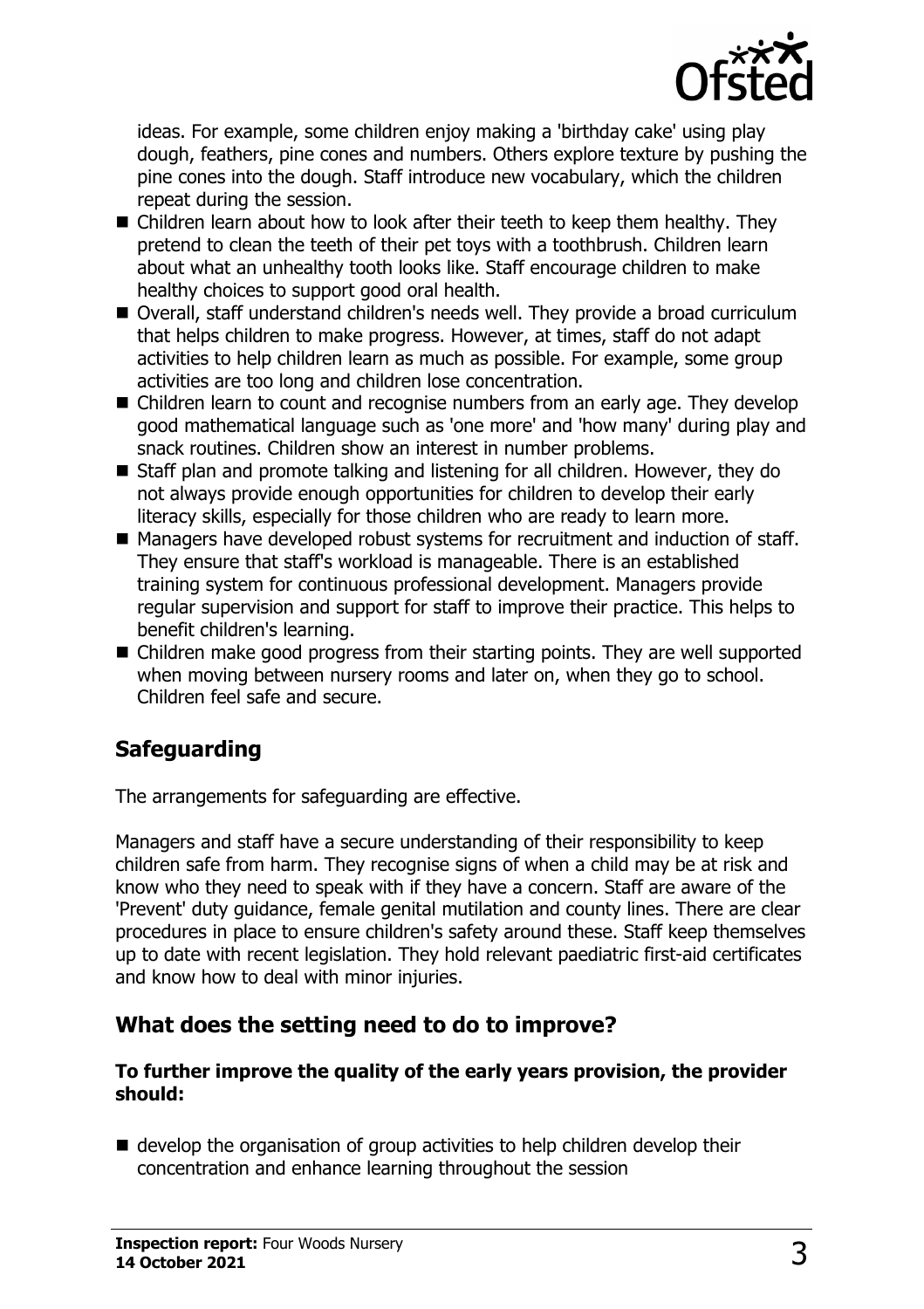ideas. For example, some children enjoy making a 'birthday cake' using play dough, feathers, pine cones and numbers. Others explore texture by pushing the pine cones into the dough. Staff introduce new vocabulary, which the children repeat during the session.

- Children learn about how to look after their teeth to keep them healthy. They pretend to clean the teeth of their pet toys with a toothbrush. Children learn about what an unhealthy tooth looks like. Staff encourage children to make healthy choices to support good oral health.
- Overall, staff understand children's needs well. They provide a broad curriculum that helps children to make progress. However, at times, staff do not adapt activities to help children learn as much as possible. For example, some group activities are too long and children lose concentration.
- Children learn to count and recognise numbers from an early age. They develop good mathematical language such as 'one more' and 'how many' during play and snack routines. Children show an interest in number problems.
- Staff plan and promote talking and listening for all children. However, they do not always provide enough opportunities for children to develop their early literacy skills, especially for those children who are ready to learn more.
- Managers have developed robust systems for recruitment and induction of staff. They ensure that staff's workload is manageable. There is an established training system for continuous professional development. Managers provide regular supervision and support for staff to improve their practice. This helps to benefit children's learning.
- Children make good progress from their starting points. They are well supported when moving between nursery rooms and later on, when they go to school. Children feel safe and secure.

## Safeguarding

The arrangements for safeguarding are effective.

Managers and staff have a secure understanding of their responsibility to keep children safe from harm. They recognise signs of when a child may be at risk and know who they need to speak with if they have a concern. Staff are aware of the 'Prevent' duty guidance, female genital mutilation and county lines. There are clear procedures in place to ensure children's safety around these. Staff keep themselves up to date with recent legislation. They hold relevant paediatric first-aid certificates and know how to deal with minor injuries.

## What does the setting need to do to improve?

**To further improve the quality of the early years provision, the provider should:**

- develop the organisation of group activities to help children develop their concentration and enhance learning throughout the session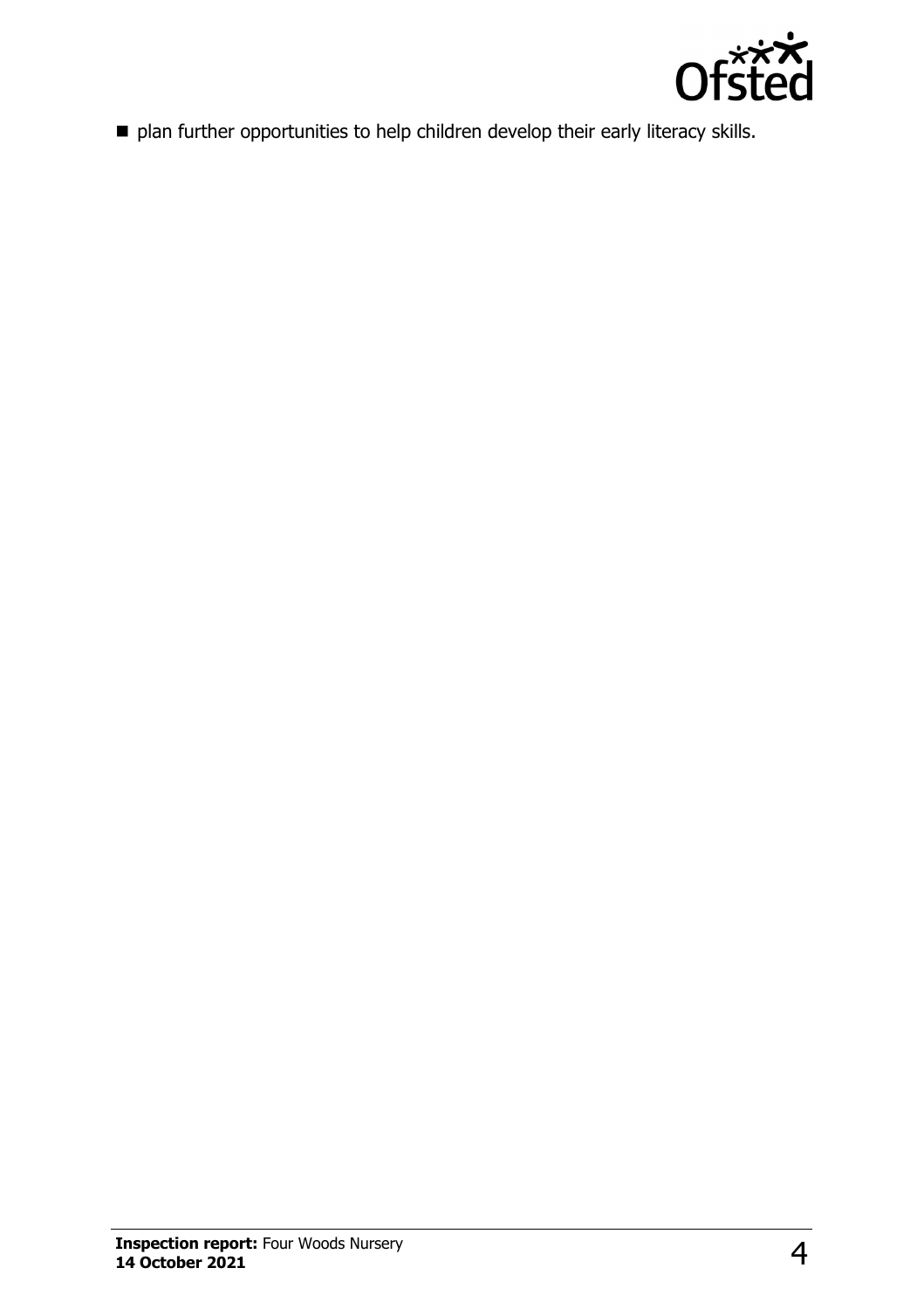- plan further opportunities to help children develop their early literacy skills.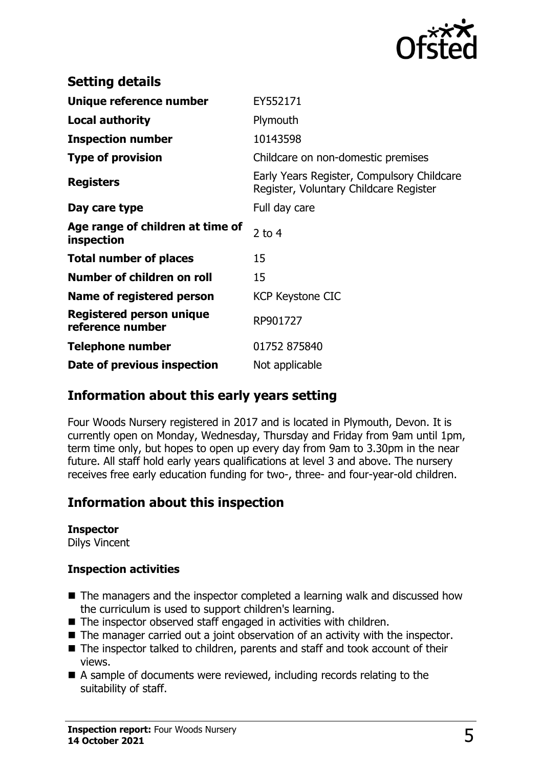## Setting details

| | |
|---|---|
| **Unique reference number** | EY552171 |
| **Local authority** | Plymouth |
| **Inspection number** | 10143598 |
| **Type of provision** | Childcare on non-domestic premises |
| **Registers** | Early Years Register, Compulsory Childcare Register, Voluntary Childcare Register |
| **Day care type** | Full day care |
| **Age range of children at time of inspection** | 2 to 4 |
| **Total number of places** | 15 |
| **Number of children on roll** | 15 |
| **Name of registered person** | KCP Keystone CIC |
| **Registered person unique reference number** | RP901727 |
| **Telephone number** | 01752 875840 |
| **Date of previous inspection** | Not applicable |

## Information about this early years setting

Four Woods Nursery registered in 2017 and is located in Plymouth, Devon. It is currently open on Monday, Wednesday, Thursday and Friday from 9am until 1pm, term time only, but hopes to open up every day from 9am to 3.30pm in the near future. All staff hold early years qualifications at level 3 and above. The nursery receives free early education funding for two-, three- and four-year-old children.

## Information about this inspection

**Inspector**
Dilys Vincent

**Inspection activities**

- The managers and the inspector completed a learning walk and discussed how the curriculum is used to support children's learning.
- The inspector observed staff engaged in activities with children.
- The manager carried out a joint observation of an activity with the inspector.
- The inspector talked to children, parents and staff and took account of their views.
- A sample of documents were reviewed, including records relating to the suitability of staff.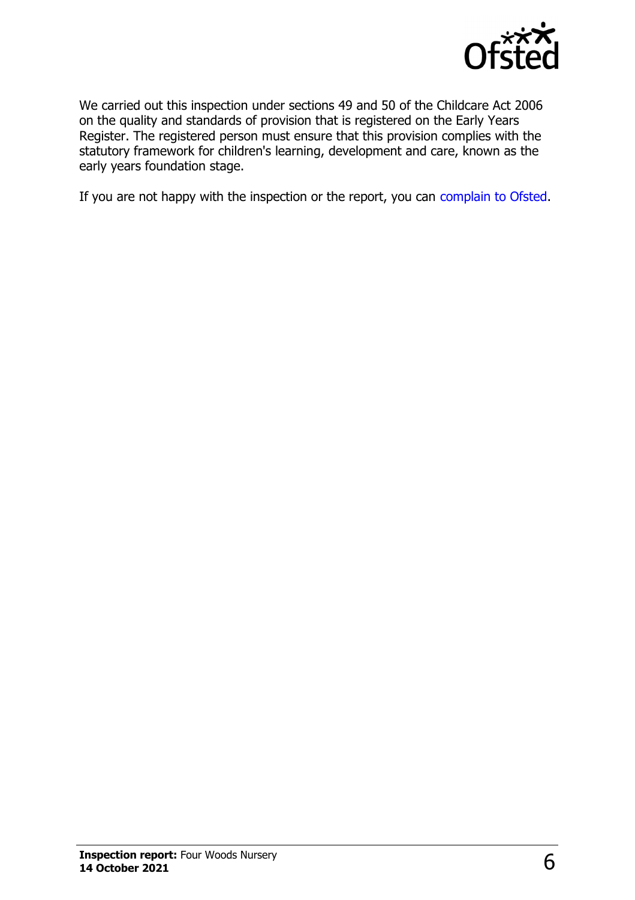We carried out this inspection under sections 49 and 50 of the Childcare Act 2006 on the quality and standards of provision that is registered on the Early Years Register. The registered person must ensure that this provision complies with the statutory framework for children's learning, development and care, known as the early years foundation stage.

If you are not happy with the inspection or the report, you can complain to Ofsted.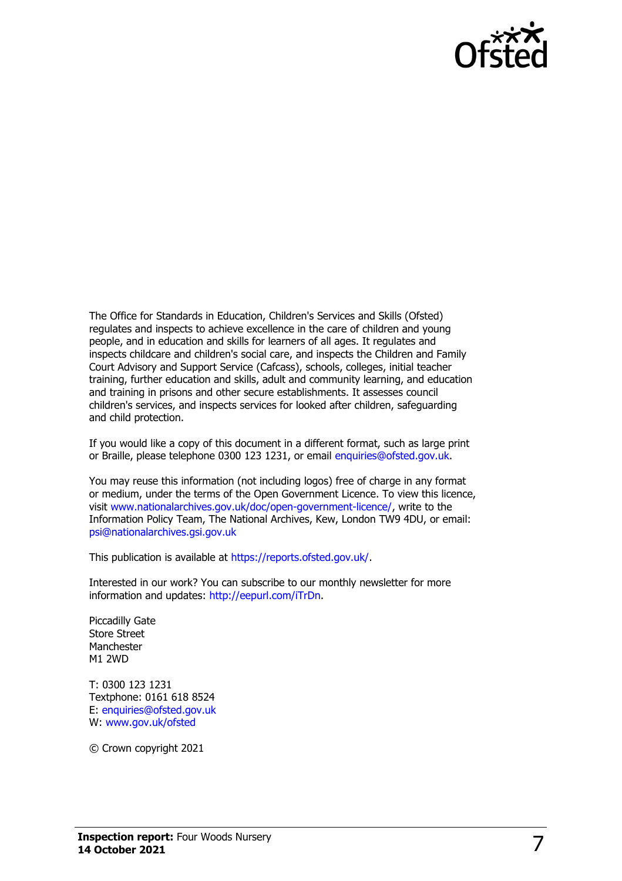The Office for Standards in Education, Children's Services and Skills (Ofsted) regulates and inspects to achieve excellence in the care of children and young people, and in education and skills for learners of all ages. It regulates and inspects childcare and children's social care, and inspects the Children and Family Court Advisory and Support Service (Cafcass), schools, colleges, initial teacher training, further education and skills, adult and community learning, and education and training in prisons and other secure establishments. It assesses council children's services, and inspects services for looked after children, safeguarding and child protection.

If you would like a copy of this document in a different format, such as large print or Braille, please telephone 0300 123 1231, or email enquiries@ofsted.gov.uk.

You may reuse this information (not including logos) free of charge in any format or medium, under the terms of the Open Government Licence. To view this licence, visit www.nationalarchives.gov.uk/doc/open-government-licence/, write to the Information Policy Team, The National Archives, Kew, London TW9 4DU, or email: psi@nationalarchives.gsi.gov.uk

This publication is available at https://reports.ofsted.gov.uk/.

Interested in our work? You can subscribe to our monthly newsletter for more information and updates: http://eepurl.com/iTrDn.

Piccadilly Gate
Store Street
Manchester
M1 2WD

T: 0300 123 1231
Textphone: 0161 618 8524
E: enquiries@ofsted.gov.uk
W: www.gov.uk/ofsted

© Crown copyright 2021